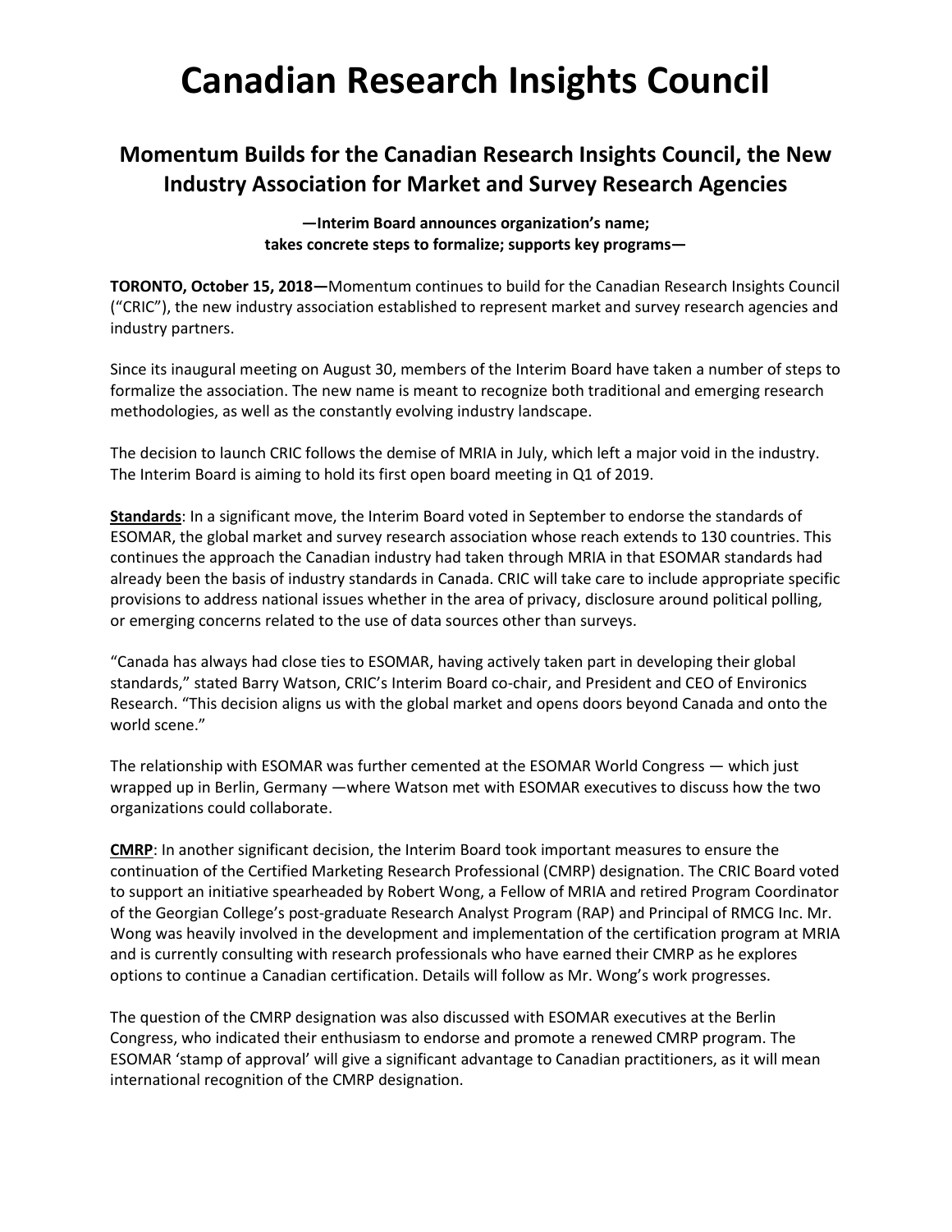# Canadian Research Insights Council

## Momentum Builds for the Canadian Research Insights Council, the New Industry Association for Market and Survey Research Agencies

**—Interim Board announces organization's name; takes concrete steps to formalize; supports key programs—**

**TORONTO, October 15, 2018—**Momentum continues to build for the Canadian Research Insights Council ("CRIC"), the new industry association established to represent market and survey research agencies and industry partners.

Since its inaugural meeting on August 30, members of the Interim Board have taken a number of steps to formalize the association. The new name is meant to recognize both traditional and emerging research methodologies, as well as the constantly evolving industry landscape.

The decision to launch CRIC follows the demise of MRIA in July, which left a major void in the industry. The Interim Board is aiming to hold its first open board meeting in Q1 of 2019.

**Standards**: In a significant move, the Interim Board voted in September to endorse the standards of ESOMAR, the global market and survey research association whose reach extends to 130 countries. This continues the approach the Canadian industry had taken through MRIA in that ESOMAR standards had already been the basis of industry standards in Canada. CRIC will take care to include appropriate specific provisions to address national issues whether in the area of privacy, disclosure around political polling, or emerging concerns related to the use of data sources other than surveys.

"Canada has always had close ties to ESOMAR, having actively taken part in developing their global standards," stated Barry Watson, CRIC's Interim Board co-chair, and President and CEO of Environics Research. "This decision aligns us with the global market and opens doors beyond Canada and onto the world scene."

The relationship with ESOMAR was further cemented at the ESOMAR World Congress — which just wrapped up in Berlin, Germany —where Watson met with ESOMAR executives to discuss how the two organizations could collaborate.

**CMRP**: In another significant decision, the Interim Board took important measures to ensure the continuation of the Certified Marketing Research Professional (CMRP) designation. The CRIC Board voted to support an initiative spearheaded by Robert Wong, a Fellow of MRIA and retired Program Coordinator of the Georgian College's post-graduate Research Analyst Program (RAP) and Principal of RMCG Inc. Mr. Wong was heavily involved in the development and implementation of the certification program at MRIA and is currently consulting with research professionals who have earned their CMRP as he explores options to continue a Canadian certification. Details will follow as Mr. Wong's work progresses.

The question of the CMRP designation was also discussed with ESOMAR executives at the Berlin Congress, who indicated their enthusiasm to endorse and promote a renewed CMRP program. The ESOMAR 'stamp of approval' will give a significant advantage to Canadian practitioners, as it will mean international recognition of the CMRP designation.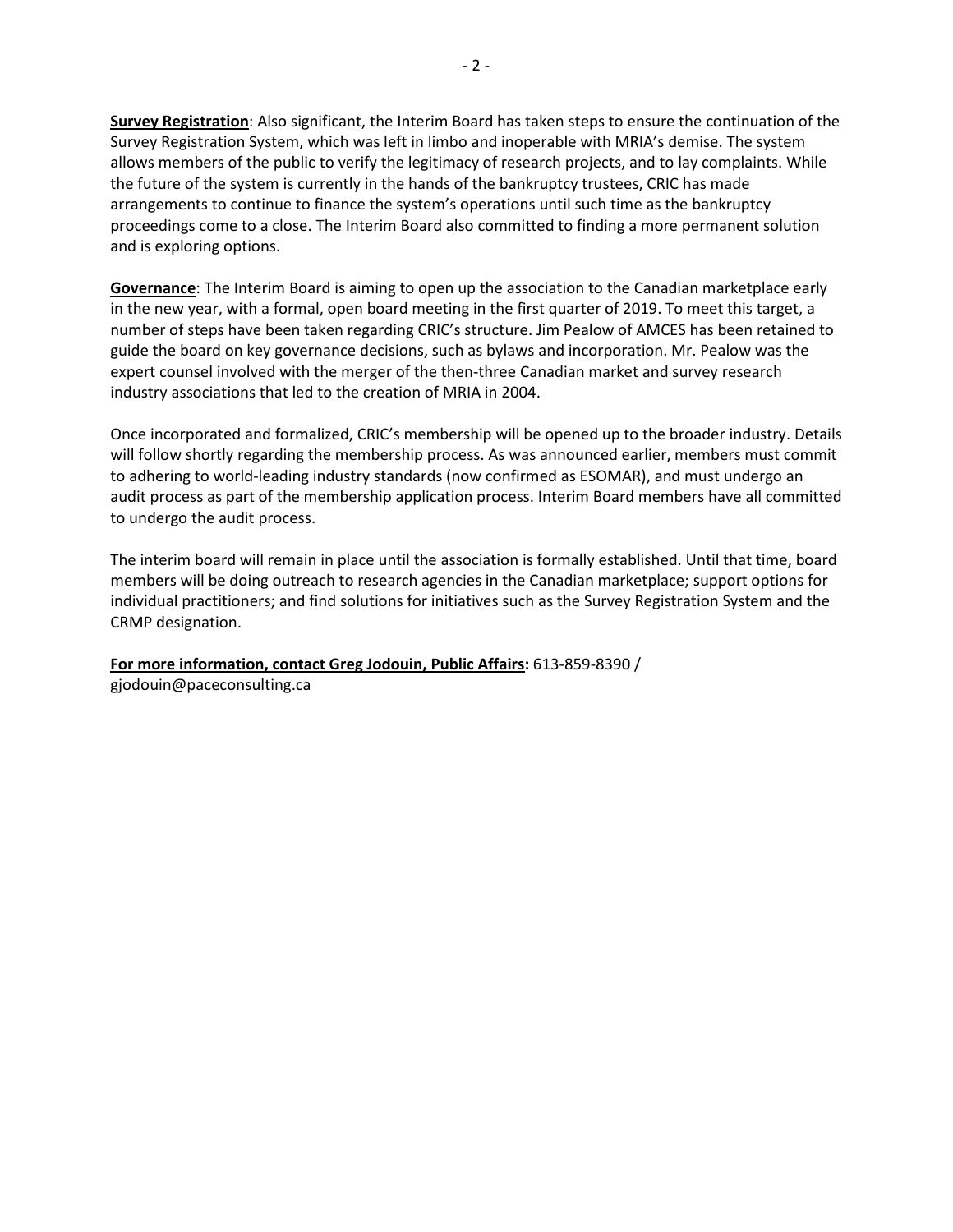**Survey Registration**: Also significant, the Interim Board has taken steps to ensure the continuation of the Survey Registration System, which was left in limbo and inoperable with MRIA's demise. The system allows members of the public to verify the legitimacy of research projects, and to lay complaints. While the future of the system is currently in the hands of the bankruptcy trustees, CRIC has made arrangements to continue to finance the system's operations until such time as the bankruptcy proceedings come to a close. The Interim Board also committed to finding a more permanent solution and is exploring options.

**Governance**: The Interim Board is aiming to open up the association to the Canadian marketplace early in the new year, with a formal, open board meeting in the first quarter of 2019. To meet this target, a number of steps have been taken regarding CRIC's structure. Jim Pealow of AMCES has been retained to guide the board on key governance decisions, such as bylaws and incorporation. Mr. Pealow was the expert counsel involved with the merger of the then-three Canadian market and survey research industry associations that led to the creation of MRIA in 2004.

Once incorporated and formalized, CRIC's membership will be opened up to the broader industry. Details will follow shortly regarding the membership process. As was announced earlier, members must commit to adhering to world-leading industry standards (now confirmed as ESOMAR), and must undergo an audit process as part of the membership application process. Interim Board members have all committed to undergo the audit process.

The interim board will remain in place until the association is formally established. Until that time, board members will be doing outreach to research agencies in the Canadian marketplace; support options for individual practitioners; and find solutions for initiatives such as the Survey Registration System and the CRMP designation.

**For more information, contact Greg Jodouin, Public Affairs:** 613-859-8390 / gjodouin@paceconsulting.ca